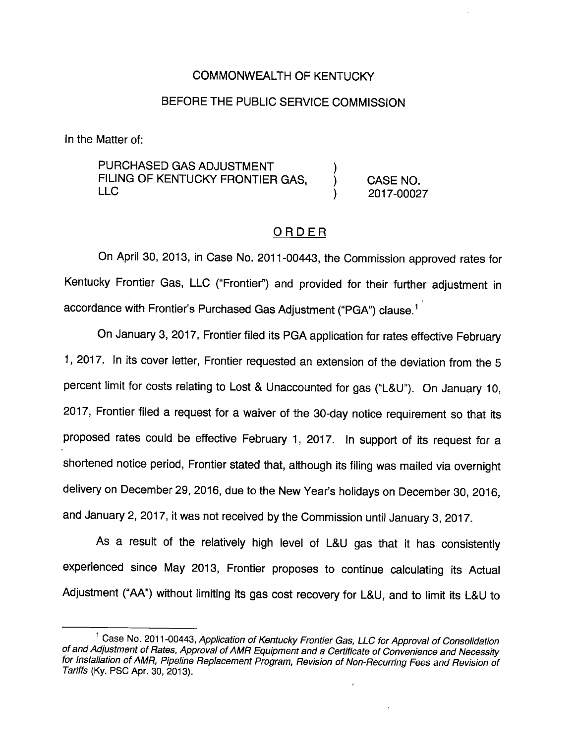COMMONWEALTH OF KENTUCKY

BEFORE THE PUBLIC SERVICE COMMISSION

In the Matter of:

PURCHASED GAS ADJUSTMENT FILING OF KENTUCKY FRONTIER GAS, LLC ) CASE NO. 2017-00027

## ORDER

On April 30, 2013, in Case No. 2011-00443, the Commission approved rates for Kentucky Frontier Gas, LLC ("Frontier") and provided for their further adjustment in accordance with Frontier's Purchased Gas Adjustment ("PGA") clause.[1]

On January 3, 2017, Frontier filed its PGA application for rates effective February 1, 2017. In its cover letter, Frontier requested an extension of the deviation from the 5 percent limit for costs relating to Lost & Unaccounted for gas ("L&U"). On January 10, 2017, Frontier filed a request for a waiver of the 30-day notice requirement so that its proposed rates could be effective February 1, 2017. In support of its request for a shortened notice period, Frontier stated that, although its filing was mailed via overnight delivery on December 29, 2016, due to the New Year's holidays on December 30, 2016, and January 2, 2017, it was not received by the Commission until January 3, 2017.

As a result of the relatively high level of L&U gas that it has consistently experienced since May 2013, Frontier proposes to continue calculating its Actual Adjustment ("AA") without limiting its gas cost recovery for L&U, and to limit its L&U to

---

[1] Case No. 2011-00443, *Application of Kentucky Frontier Gas, LLC for Approval of Consolidation of and Adjustment of Rates, Approval of AMR Equipment and a Certificate of Convenience and Necessity for Installation of AMR, Pipeline Replacement Program, Revision of Non-Recurring Fees and Revision of Tariffs* (Ky. PSC Apr. 30, 2013).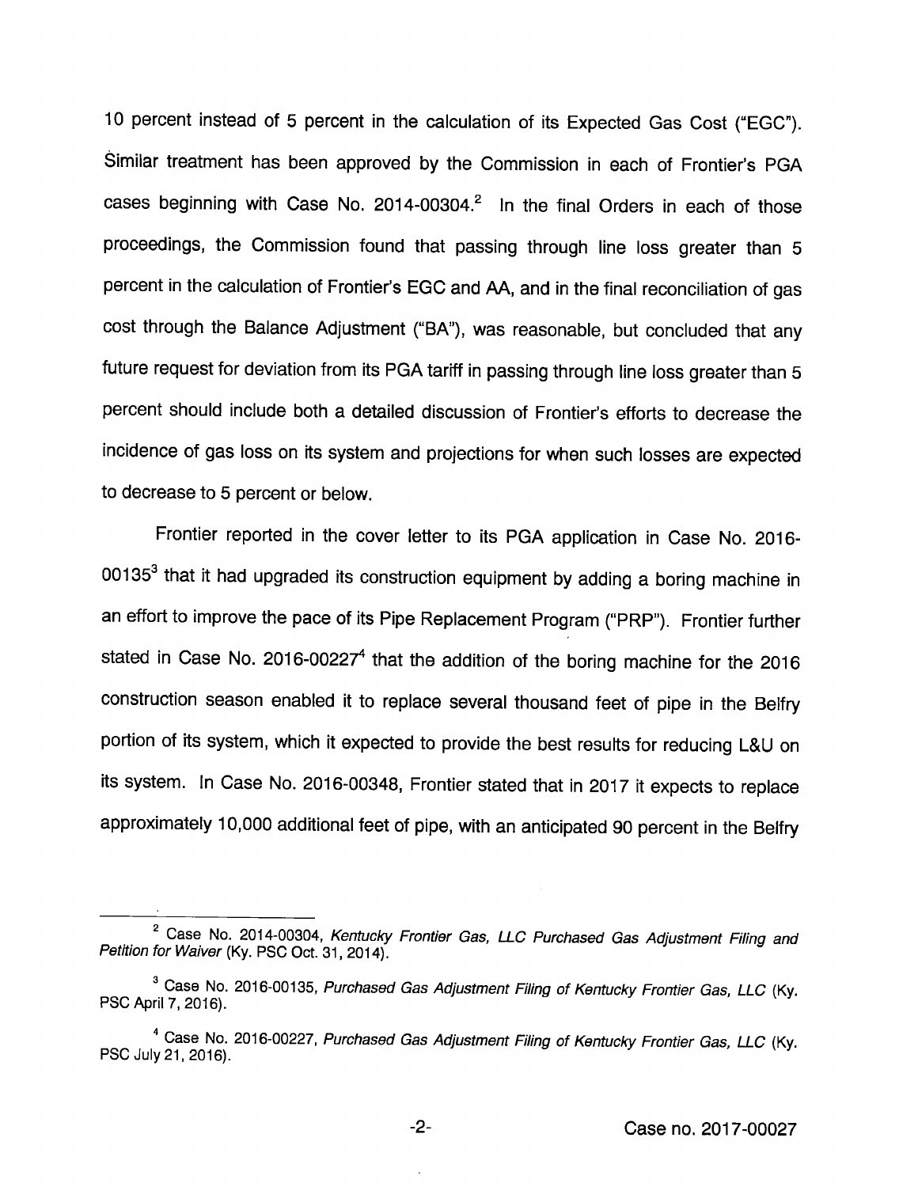10 percent instead of 5 percent in the calculation of its Expected Gas Cost ("EGC"). Similar treatment has been approved by the Commission in each of Frontier's PGA cases beginning with Case No. 2014-00304.[2] In the final Orders in each of those proceedings, the Commission found that passing through line loss greater than 5 percent in the calculation of Frontier's EGC and AA, and in the final reconciliation of gas cost through the Balance Adjustment ("BA"), was reasonable, but concluded that any future request for deviation from its PGA tariff in passing through line loss greater than 5 percent should include both a detailed discussion of Frontier's efforts to decrease the incidence of gas loss on its system and projections for when such losses are expected to decrease to 5 percent or below.

Frontier reported in the cover letter to its PGA application in Case No. 2016-00135[3] that it had upgraded its construction equipment by adding a boring machine in an effort to improve the pace of its Pipe Replacement Program ("PRP"). Frontier further stated in Case No. 2016-00227[4] that the addition of the boring machine for the 2016 construction season enabled it to replace several thousand feet of pipe in the Belfry portion of its system, which it expected to provide the best results for reducing L&U on its system. In Case No. 2016-00348, Frontier stated that in 2017 it expects to replace approximately 10,000 additional feet of pipe, with an anticipated 90 percent in the Belfry

---

[2] Case No. 2014-00304, *Kentucky Frontier Gas, LLC Purchased Gas Adjustment Filing and Petition for Waiver* (Ky. PSC Oct. 31, 2014).

[3] Case No. 2016-00135, *Purchased Gas Adjustment Filing of Kentucky Frontier Gas, LLC* (Ky. PSC April 7, 2016).

[4] Case No. 2016-00227, *Purchased Gas Adjustment Filing of Kentucky Frontier Gas, LLC* (Ky. PSC July 21, 2016).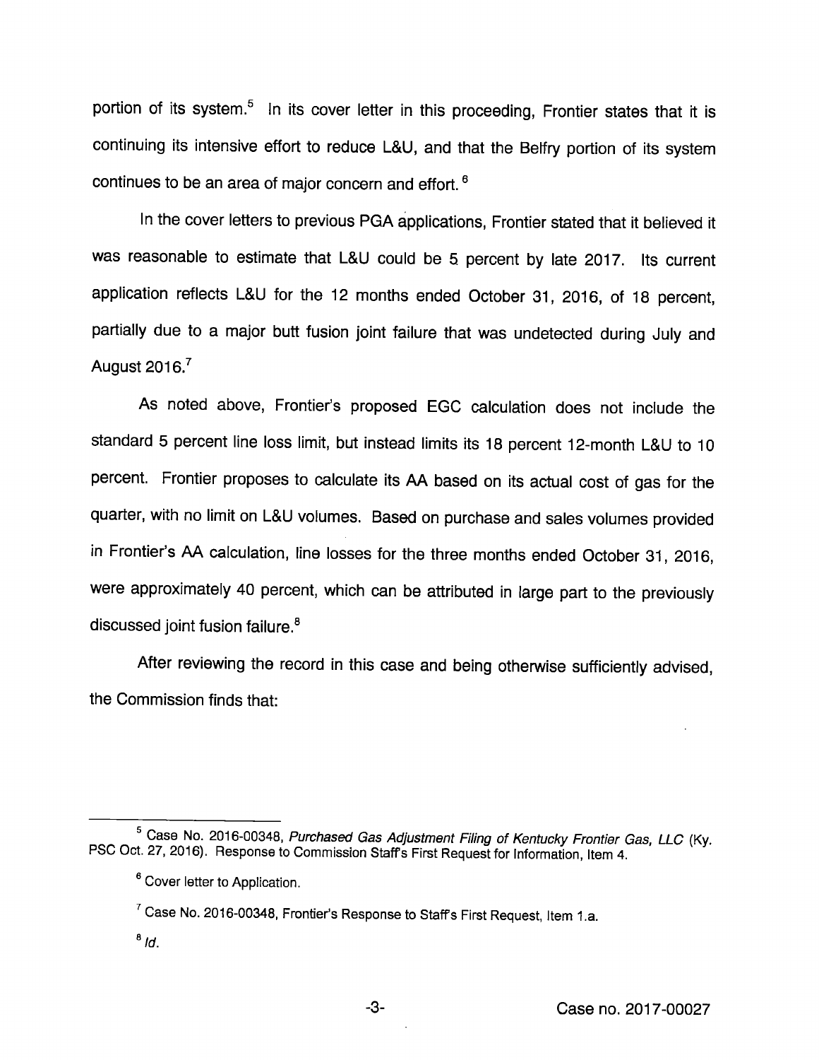portion of its system.[5] In its cover letter in this proceeding, Frontier states that it is continuing its intensive effort to reduce L&U, and that the Belfry portion of its system continues to be an area of major concern and effort.[6]

In the cover letters to previous PGA applications, Frontier stated that it believed it was reasonable to estimate that L&U could be 5 percent by late 2017. Its current application reflects L&U for the 12 months ended October 31, 2016, of 18 percent, partially due to a major butt fusion joint failure that was undetected during July and August 2016.[7]

As noted above, Frontier's proposed EGC calculation does not include the standard 5 percent line loss limit, but instead limits its 18 percent 12-month L&U to 10 percent. Frontier proposes to calculate its AA based on its actual cost of gas for the quarter, with no limit on L&U volumes. Based on purchase and sales volumes provided in Frontier's AA calculation, line losses for the three months ended October 31, 2016, were approximately 40 percent, which can be attributed in large part to the previously discussed joint fusion failure.[8]

After reviewing the record in this case and being otherwise sufficiently advised, the Commission finds that:

---

[5] Case No. 2016-00348, *Purchased Gas Adjustment Filing of Kentucky Frontier Gas, LLC* (Ky. PSC Oct. 27, 2016). Response to Commission Staff's First Request for Information, Item 4.

[6] Cover letter to Application.

[7] Case No. 2016-00348, Frontier's Response to Staff's First Request, Item 1.a.

[8] *Id.*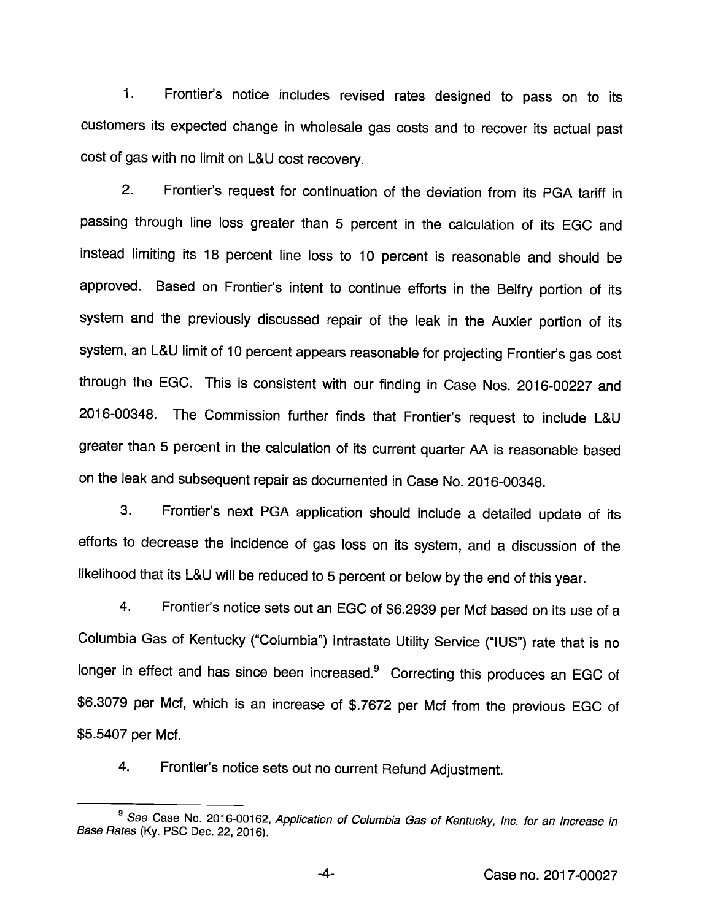1. Frontier's notice includes revised rates designed to pass on to its customers its expected change in wholesale gas costs and to recover its actual past cost of gas with no limit on L&U cost recovery.

2. Frontier's request for continuation of the deviation from its PGA tariff in passing through line loss greater than 5 percent in the calculation of its EGC and instead limiting its 18 percent line loss to 10 percent is reasonable and should be approved. Based on Frontier's intent to continue efforts in the Belfry portion of its system and the previously discussed repair of the leak in the Auxier portion of its system, an L&U limit of 10 percent appears reasonable for projecting Frontier's gas cost through the EGC. This is consistent with our finding in Case Nos. 2016-00227 and 2016-00348. The Commission further finds that Frontier's request to include L&U greater than 5 percent in the calculation of its current quarter AA is reasonable based on the leak and subsequent repair as documented in Case No. 2016-00348.

3. Frontier's next PGA application should include a detailed update of its efforts to decrease the incidence of gas loss on its system, and a discussion of the likelihood that its L&U will be reduced to 5 percent or below by the end of this year.

4. Frontier's notice sets out an EGC of $6.2939 per Mcf based on its use of a Columbia Gas of Kentucky ("Columbia") Intrastate Utility Service ("IUS") rate that is no longer in effect and has since been increased.[9] Correcting this produces an EGC of $6.3079 per Mcf, which is an increase of $.7672 per Mcf from the previous EGC of $5.5407 per Mcf.

4. Frontier's notice sets out no current Refund Adjustment.

---

[9] *See* Case No. 2016-00162, *Application of Columbia Gas of Kentucky, Inc. for an Increase in Base Rates* (Ky. PSC Dec. 22, 2016).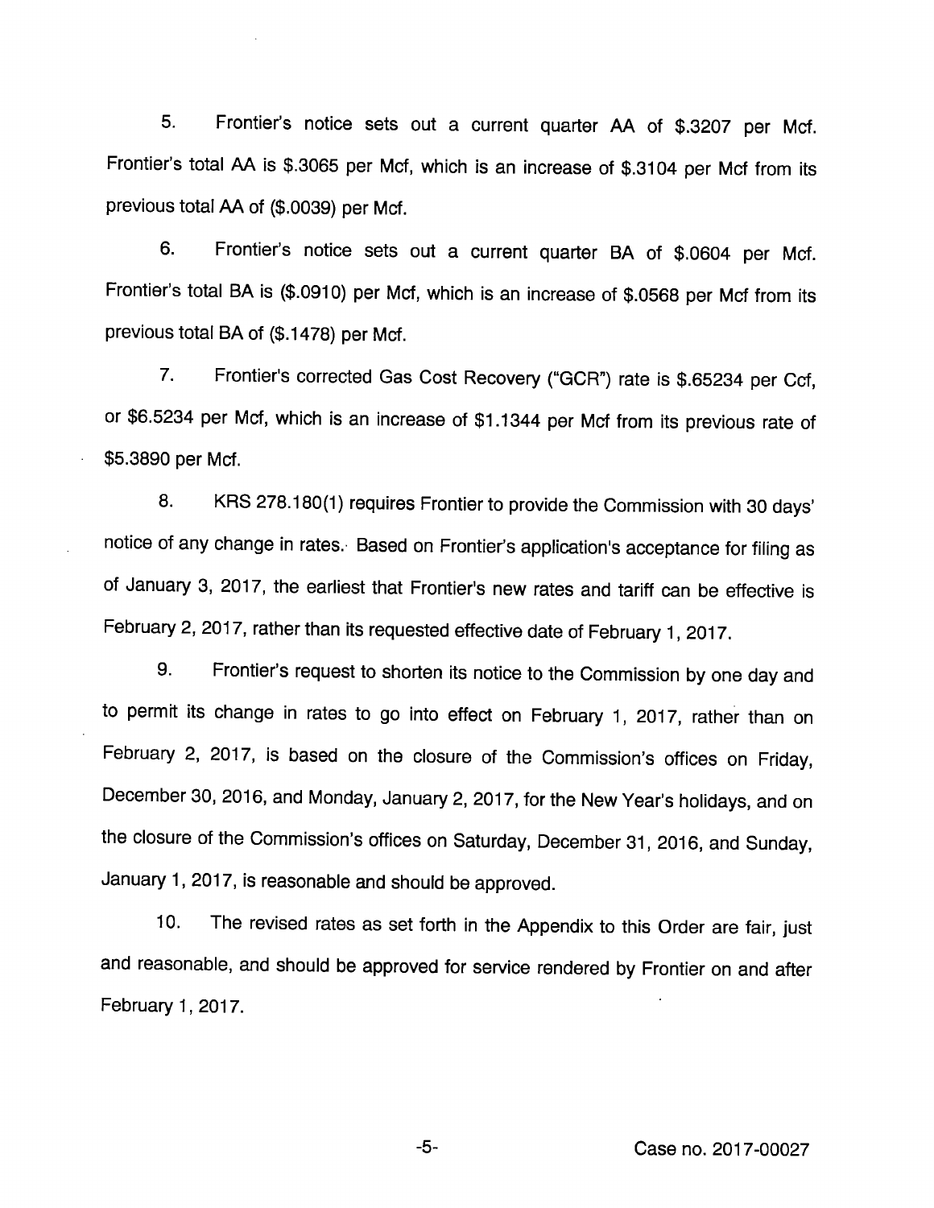5. Frontier's notice sets out a current quarter AA of $.3207 per Mcf. Frontier's total AA is $.3065 per Mcf, which is an increase of $.3104 per Mcf from its previous total AA of ($.0039) per Mcf.

6. Frontier's notice sets out a current quarter BA of $.0604 per Mcf. Frontier's total BA is ($.0910) per Mcf, which is an increase of $.0568 per Mcf from its previous total BA of ($.1478) per Mcf.

7. Frontier's corrected Gas Cost Recovery ("GCR") rate is $.65234 per Ccf, or $6.5234 per Mcf, which is an increase of $1.1344 per Mcf from its previous rate of $5.3890 per Mcf.

8. KRS 278.180(1) requires Frontier to provide the Commission with 30 days' notice of any change in rates. Based on Frontier's application's acceptance for filing as of January 3, 2017, the earliest that Frontier's new rates and tariff can be effective is February 2, 2017, rather than its requested effective date of February 1, 2017.

9. Frontier's request to shorten its notice to the Commission by one day and to permit its change in rates to go into effect on February 1, 2017, rather than on February 2, 2017, is based on the closure of the Commission's offices on Friday, December 30, 2016, and Monday, January 2, 2017, for the New Year's holidays, and on the closure of the Commission's offices on Saturday, December 31, 2016, and Sunday, January 1, 2017, is reasonable and should be approved.

10. The revised rates as set forth in the Appendix to this Order are fair, just and reasonable, and should be approved for service rendered by Frontier on and after February 1, 2017.

Case no. 2017-00027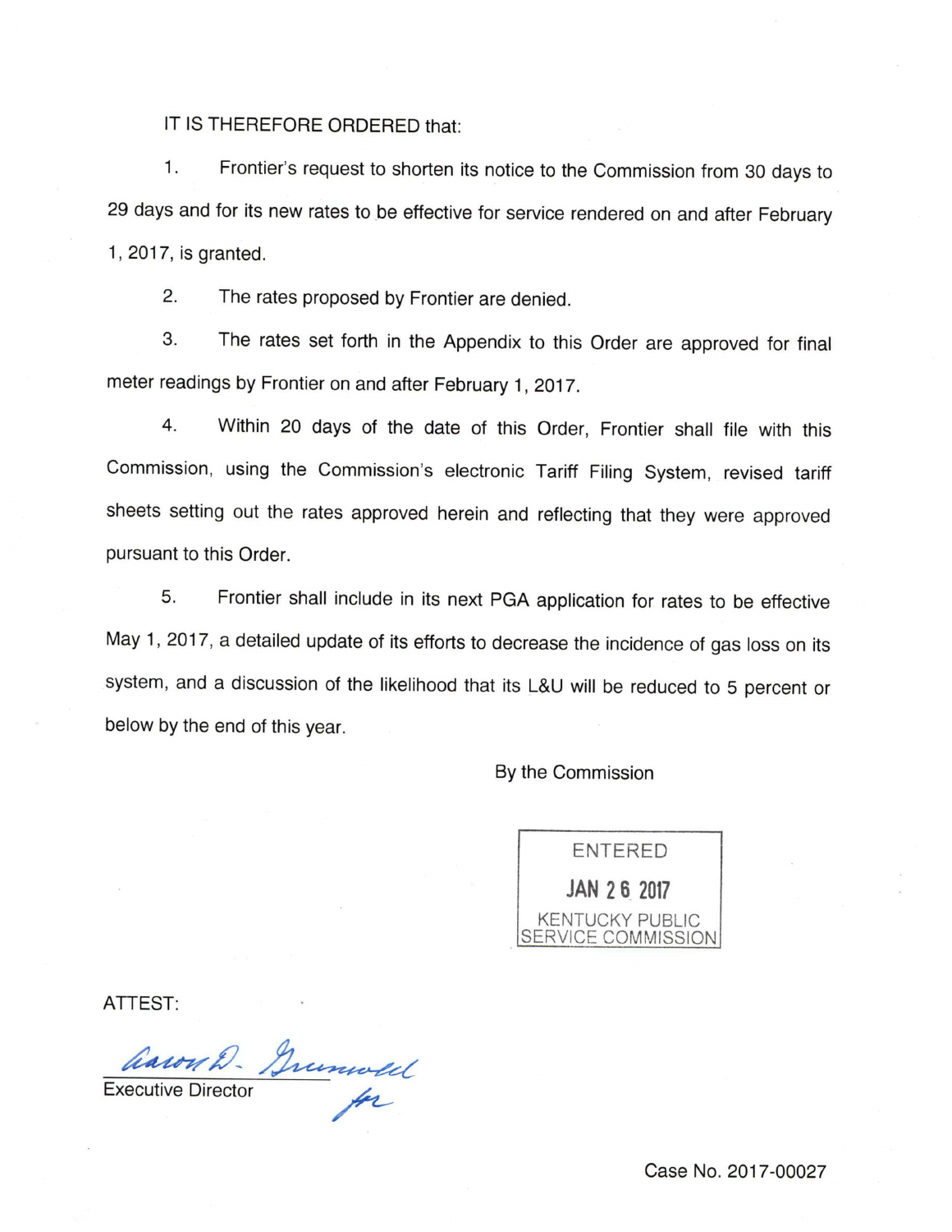IT IS THEREFORE ORDERED that:

1. Frontier's request to shorten its notice to the Commission from 30 days to 29 days and for its new rates to be effective for service rendered on and after February 1, 2017, is granted.

2. The rates proposed by Frontier are denied.

3. The rates set forth in the Appendix to this Order are approved for final meter readings by Frontier on and after February 1, 2017.

4. Within 20 days of the date of this Order, Frontier shall file with this Commission, using the Commission's electronic Tariff Filing System, revised tariff sheets setting out the rates approved herein and reflecting that they were approved pursuant to this Order.

5. Frontier shall include in its next PGA application for rates to be effective May 1, 2017, a detailed update of its efforts to decrease the incidence of gas loss on its system, and a discussion of the likelihood that its L&U will be reduced to 5 percent or below by the end of this year.

By the Commission

ENTERED
JAN 26 2017
KENTUCKY PUBLIC SERVICE COMMISSION

ATTEST:

Aaron D. Greenwell for

Executive Director

Case No. 2017-00027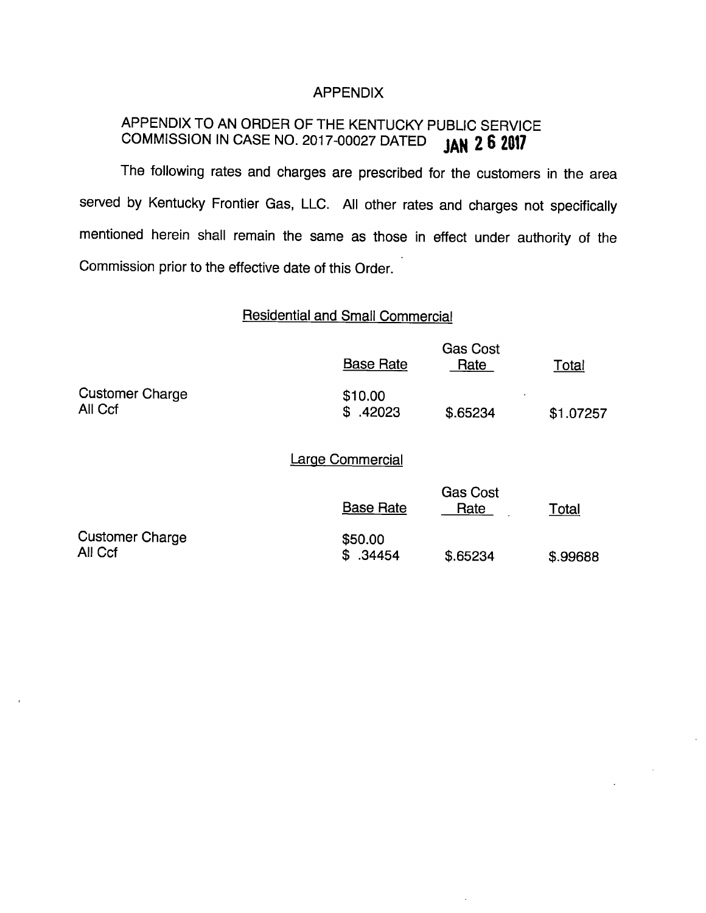# APPENDIX

## APPENDIX TO AN ORDER OF THE KENTUCKY PUBLIC SERVICE COMMISSION IN CASE NO. 2017-00027 DATED JAN 26 2017

The following rates and charges are prescribed for the customers in the area served by Kentucky Frontier Gas, LLC. All other rates and charges not specifically mentioned herein shall remain the same as those in effect under authority of the Commission prior to the effective date of this Order.

### Residential and Small Commercial

| | Base Rate | Gas Cost Rate | Total |
|---|---|---|---|
| Customer Charge | $10.00 | | |
| All Ccf | $ .42023 | $.65234 | $1.07257 |

### Large Commercial

| | Base Rate | Gas Cost Rate | Total |
|---|---|---|---|
| Customer Charge | $50.00 | | |
| All Ccf | $ .34454 | $.65234 | $.99688 |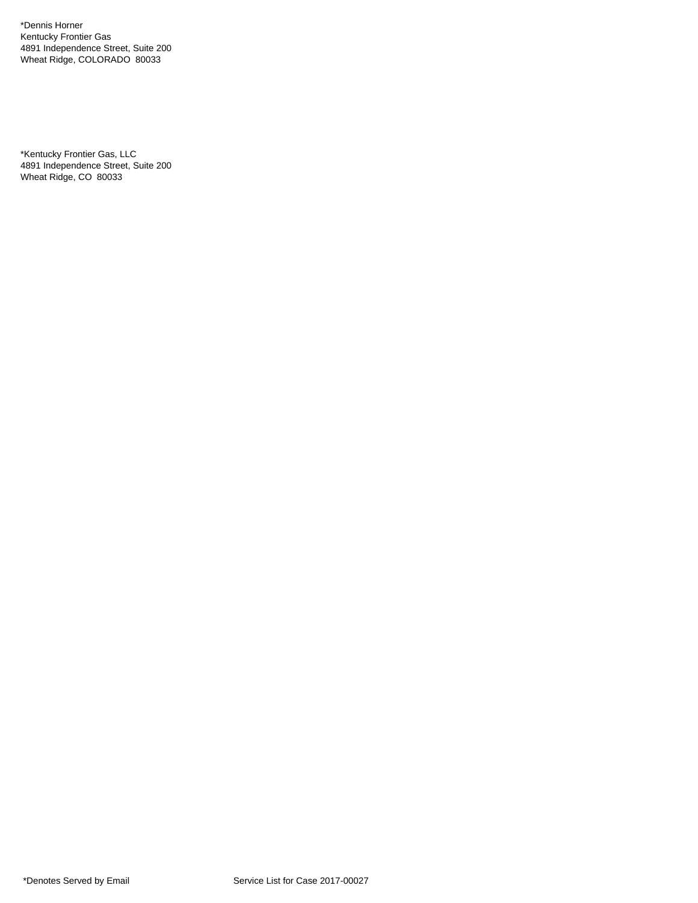*Dennis Horner
Kentucky Frontier Gas
4891 Independence Street, Suite 200
Wheat Ridge, COLORADO 80033

*Kentucky Frontier Gas, LLC
4891 Independence Street, Suite 200
Wheat Ridge, CO 80033

*Denotes Served by Email

Service List for Case 2017-00027